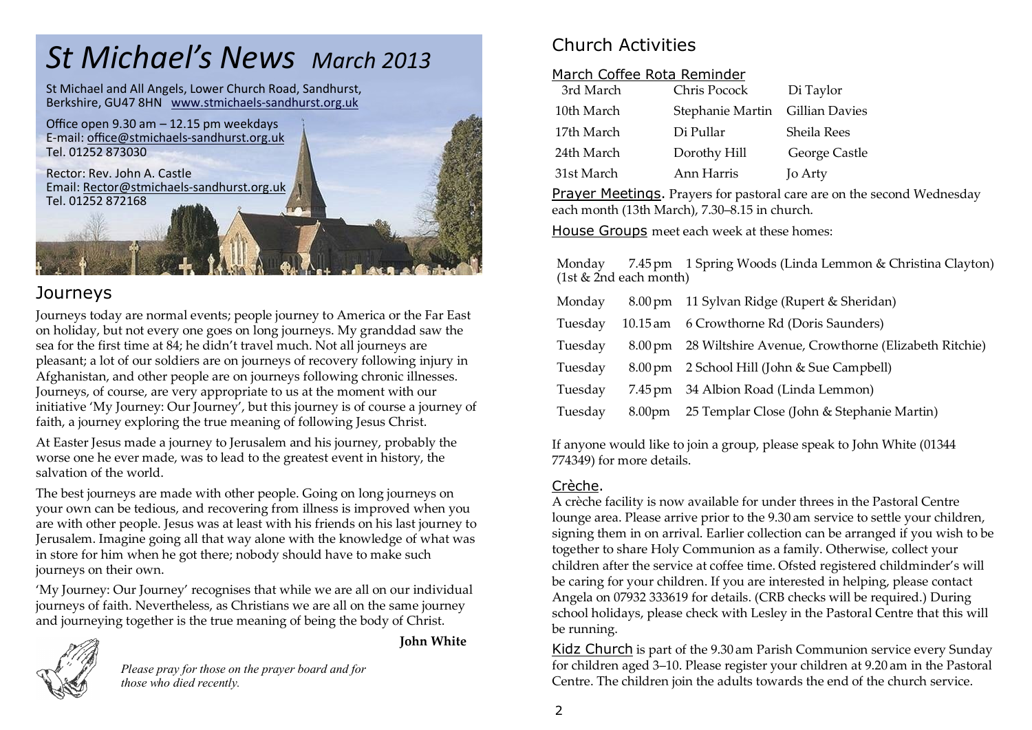# *St Michael's News* *March 2013*

St Michael and All Angels, Lower Church Road, Sandhurst, Berkshire, GU47 8HN www.stmichaels-sandhurst.org.uk

Office open 9.30 am – 12.15 pm weekdays
E-mail: office@stmichaels-sandhurst.org.uk
Tel. 01252 873030

Rector: Rev. John A. Castle
Email: Rector@stmichaels-sandhurst.org.uk
Tel. 01252 872168

## Journeys

Journeys today are normal events; people journey to America or the Far East on holiday, but not every one goes on long journeys. My granddad saw the sea for the first time at 84; he didn't travel much. Not all journeys are pleasant; a lot of our soldiers are on journeys of recovery following injury in Afghanistan, and other people are on journeys following chronic illnesses. Journeys, of course, are very appropriate to us at the moment with our initiative 'My Journey: Our Journey', but this journey is of course a journey of faith, a journey exploring the true meaning of following Jesus Christ.

At Easter Jesus made a journey to Jerusalem and his journey, probably the worse one he ever made, was to lead to the greatest event in history, the salvation of the world.

The best journeys are made with other people. Going on long journeys on your own can be tedious, and recovering from illness is improved when you are with other people. Jesus was at least with his friends on his last journey to Jerusalem. Imagine going all that way alone with the knowledge of what was in store for him when he got there; nobody should have to make such journeys on their own.

'My Journey: Our Journey' recognises that while we are all on our individual journeys of faith. Nevertheless, as Christians we are all on the same journey and journeying together is the true meaning of being the body of Christ.

**John White**

*Please pray for those on the prayer board and for those who died recently.*

## Church Activities

### March Coffee Rota Reminder

| | | |
|---|---|---|
| 3rd March | Chris Pocock | Di Taylor |
| 10th March | Stephanie Martin | Gillian Davies |
| 17th March | Di Pullar | Sheila Rees |
| 24th March | Dorothy Hill | George Castle |
| 31st March | Ann Harris | Jo Arty |

**Prayer Meetings.** Prayers for pastoral care are on the second Wednesday each month (13th March), 7.30–8.15 in church.

**House Groups** meet each week at these homes:

| | | |
|---|---|---|
| Monday (1st & 2nd each month) | 7.45 pm | 1 Spring Woods (Linda Lemmon & Christina Clayton) |
| Monday | 8.00 pm | 11 Sylvan Ridge (Rupert & Sheridan) |
| Tuesday | 10.15 am | 6 Crowthorne Rd (Doris Saunders) |
| Tuesday | 8.00 pm | 28 Wiltshire Avenue, Crowthorne (Elizabeth Ritchie) |
| Tuesday | 8.00 pm | 2 School Hill (John & Sue Campbell) |
| Tuesday | 7.45 pm | 34 Albion Road (Linda Lemmon) |
| Tuesday | 8.00pm | 25 Templar Close (John & Stephanie Martin) |

If anyone would like to join a group, please speak to John White (01344 774349) for more details.

### Crèche.

A crèche facility is now available for under threes in the Pastoral Centre lounge area. Please arrive prior to the 9.30 am service to settle your children, signing them in on arrival. Earlier collection can be arranged if you wish to be together to share Holy Communion as a family. Otherwise, collect your children after the service at coffee time. Ofsted registered childminder's will be caring for your children. If you are interested in helping, please contact Angela on 07932 333619 for details. (CRB checks will be required.) During school holidays, please check with Lesley in the Pastoral Centre that this will be running.

**Kidz Church** is part of the 9.30 am Parish Communion service every Sunday for children aged 3–10. Please register your children at 9.20 am in the Pastoral Centre. The children join the adults towards the end of the church service.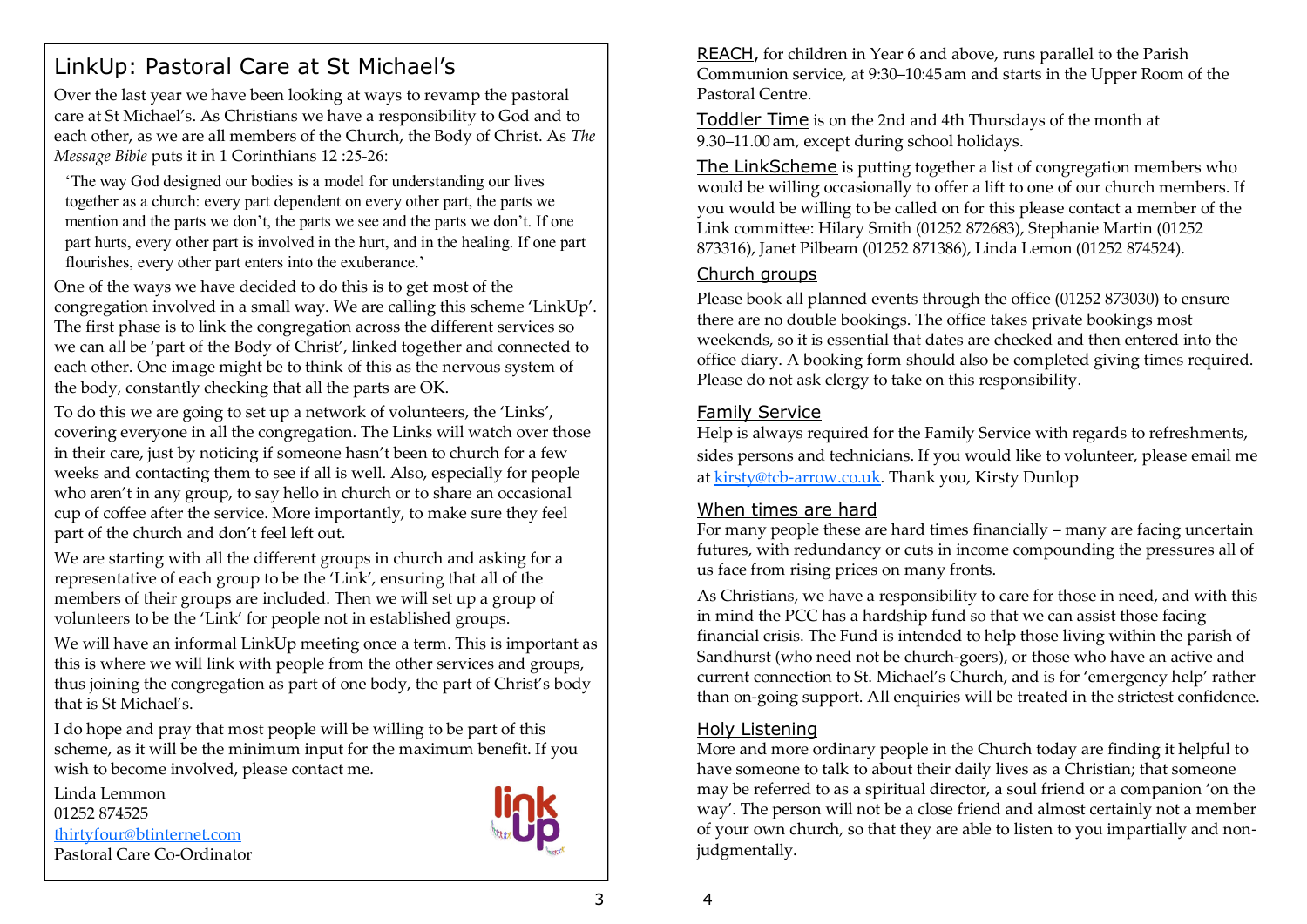## LinkUp: Pastoral Care at St Michael's

Over the last year we have been looking at ways to revamp the pastoral care at St Michael's. As Christians we have a responsibility to God and to each other, as we are all members of the Church, the Body of Christ. As *The Message Bible* puts it in 1 Corinthians 12 :25-26:

> 'The way God designed our bodies is a model for understanding our lives together as a church: every part dependent on every other part, the parts we mention and the parts we don't, the parts we see and the parts we don't. If one part hurts, every other part is involved in the hurt, and in the healing. If one part flourishes, every other part enters into the exuberance.'

One of the ways we have decided to do this is to get most of the congregation involved in a small way. We are calling this scheme 'LinkUp'. The first phase is to link the congregation across the different services so we can all be 'part of the Body of Christ', linked together and connected to each other. One image might be to think of this as the nervous system of the body, constantly checking that all the parts are OK.

To do this we are going to set up a network of volunteers, the 'Links', covering everyone in all the congregation. The Links will watch over those in their care, just by noticing if someone hasn't been to church for a few weeks and contacting them to see if all is well. Also, especially for people who aren't in any group, to say hello in church or to share an occasional cup of coffee after the service. More importantly, to make sure they feel part of the church and don't feel left out.

We are starting with all the different groups in church and asking for a representative of each group to be the 'Link', ensuring that all of the members of their groups are included. Then we will set up a group of volunteers to be the 'Link' for people not in established groups.

We will have an informal LinkUp meeting once a term. This is important as this is where we will link with people from the other services and groups, thus joining the congregation as part of one body, the part of Christ's body that is St Michael's.

I do hope and pray that most people will be willing to be part of this scheme, as it will be the minimum input for the maximum benefit. If you wish to become involved, please contact me.

Linda Lemmon
01252 874525
thirtyfour@btinternet.com
Pastoral Care Co-Ordinator

REACH, for children in Year 6 and above, runs parallel to the Parish Communion service, at 9:30–10:45 am and starts in the Upper Room of the Pastoral Centre.

Toddler Time is on the 2nd and 4th Thursdays of the month at 9.30–11.00 am, except during school holidays.

The LinkScheme is putting together a list of congregation members who would be willing occasionally to offer a lift to one of our church members. If you would be willing to be called on for this please contact a member of the Link committee: Hilary Smith (01252 872683), Stephanie Martin (01252 873316), Janet Pilbeam (01252 871386), Linda Lemon (01252 874524).

### Church groups

Please book all planned events through the office (01252 873030) to ensure there are no double bookings. The office takes private bookings most weekends, so it is essential that dates are checked and then entered into the office diary. A booking form should also be completed giving times required. Please do not ask clergy to take on this responsibility.

### Family Service

Help is always required for the Family Service with regards to refreshments, sides persons and technicians. If you would like to volunteer, please email me at kirsty@tcb-arrow.co.uk. Thank you, Kirsty Dunlop

### When times are hard

For many people these are hard times financially – many are facing uncertain futures, with redundancy or cuts in income compounding the pressures all of us face from rising prices on many fronts.

As Christians, we have a responsibility to care for those in need, and with this in mind the PCC has a hardship fund so that we can assist those facing financial crisis. The Fund is intended to help those living within the parish of Sandhurst (who need not be church-goers), or those who have an active and current connection to St. Michael's Church, and is for 'emergency help' rather than on-going support. All enquiries will be treated in the strictest confidence.

### Holy Listening

More and more ordinary people in the Church today are finding it helpful to have someone to talk to about their daily lives as a Christian; that someone may be referred to as a spiritual director, a soul friend or a companion 'on the way'. The person will not be a close friend and almost certainly not a member of your own church, so that they are able to listen to you impartially and non-judgmentally.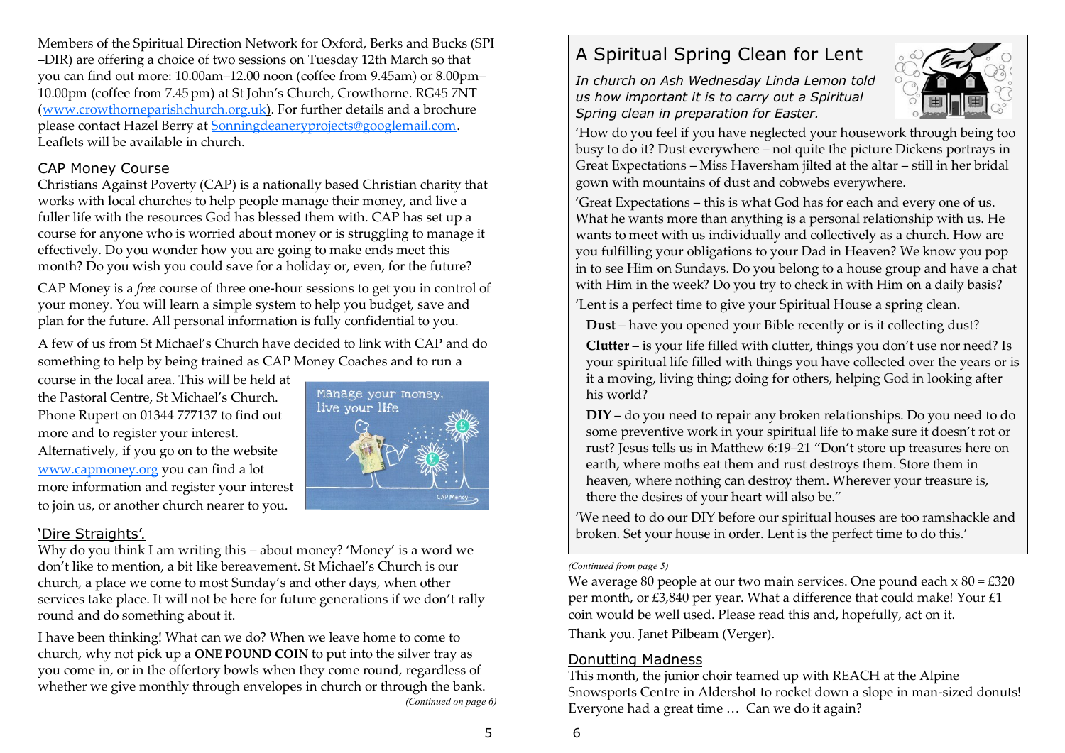Members of the Spiritual Direction Network for Oxford, Berks and Bucks (SPI–DIR) are offering a choice of two sessions on Tuesday 12th March so that you can find out more: 10.00am–12.00 noon (coffee from 9.45am) or 8.00pm–10.00pm (coffee from 7.45 pm) at St John's Church, Crowthorne. RG45 7NT (www.crowthorneparishchurch.org.uk). For further details and a brochure please contact Hazel Berry at Sonningdeaneryprojects@googlemail.com. Leaflets will be available in church.

## CAP Money Course

Christians Against Poverty (CAP) is a nationally based Christian charity that works with local churches to help people manage their money, and live a fuller life with the resources God has blessed them with. CAP has set up a course for anyone who is worried about money or is struggling to manage it effectively. Do you wonder how you are going to make ends meet this month? Do you wish you could save for a holiday or, even, for the future?

CAP Money is a *free* course of three one-hour sessions to get you in control of your money. You will learn a simple system to help you budget, save and plan for the future. All personal information is fully confidential to you.

A few of us from St Michael's Church have decided to link with CAP and do something to help by being trained as CAP Money Coaches and to run a course in the local area. This will be held at the Pastoral Centre, St Michael's Church. Phone Rupert on 01344 777137 to find out more and to register your interest. Alternatively, if you go on to the website www.capmoney.org you can find a lot more information and register your interest to join us, or another church nearer to you.

## 'Dire Straights'.

Why do you think I am writing this – about money? 'Money' is a word we don't like to mention, a bit like bereavement. St Michael's Church is our church, a place we come to most Sunday's and other days, when other services take place. It will not be here for future generations if we don't rally round and do something about it.

I have been thinking! What can we do? When we leave home to come to church, why not pick up a **ONE POUND COIN** to put into the silver tray as you come in, or in the offertory bowls when they come round, regardless of whether we give monthly through envelopes in church or through the bank.

*(Continued on page 6)*

## A Spiritual Spring Clean for Lent

*In church on Ash Wednesday Linda Lemon told us how important it is to carry out a Spiritual Spring clean in preparation for Easter.*

'How do you feel if you have neglected your housework through being too busy to do it? Dust everywhere – not quite the picture Dickens portrays in Great Expectations – Miss Haversham jilted at the altar – still in her bridal gown with mountains of dust and cobwebs everywhere.

'Great Expectations – this is what God has for each and every one of us. What he wants more than anything is a personal relationship with us. He wants to meet with us individually and collectively as a church. How are you fulfilling your obligations to your Dad in Heaven? We know you pop in to see Him on Sundays. Do you belong to a house group and have a chat with Him in the week? Do you try to check in with Him on a daily basis?

'Lent is a perfect time to give your Spiritual House a spring clean.

**Dust** – have you opened your Bible recently or is it collecting dust?

**Clutter** – is your life filled with clutter, things you don't use nor need? Is your spiritual life filled with things you have collected over the years or is it a moving, living thing; doing for others, helping God in looking after his world?

**DIY** – do you need to repair any broken relationships. Do you need to do some preventive work in your spiritual life to make sure it doesn't rot or rust? Jesus tells us in Matthew 6:19–21 "Don't store up treasures here on earth, where moths eat them and rust destroys them. Store them in heaven, where nothing can destroy them. Wherever your treasure is, there the desires of your heart will also be."

'We need to do our DIY before our spiritual houses are too ramshackle and broken. Set your house in order. Lent is the perfect time to do this.'

*(Continued from page 5)*

We average 80 people at our two main services. One pound each x 80 = £320 per month, or £3,840 per year. What a difference that could make! Your £1 coin would be well used. Please read this and, hopefully, act on it.

Thank you. Janet Pilbeam (Verger).

## Donutting Madness

This month, the junior choir teamed up with REACH at the Alpine Snowsports Centre in Aldershot to rocket down a slope in man-sized donuts! Everyone had a great time … Can we do it again?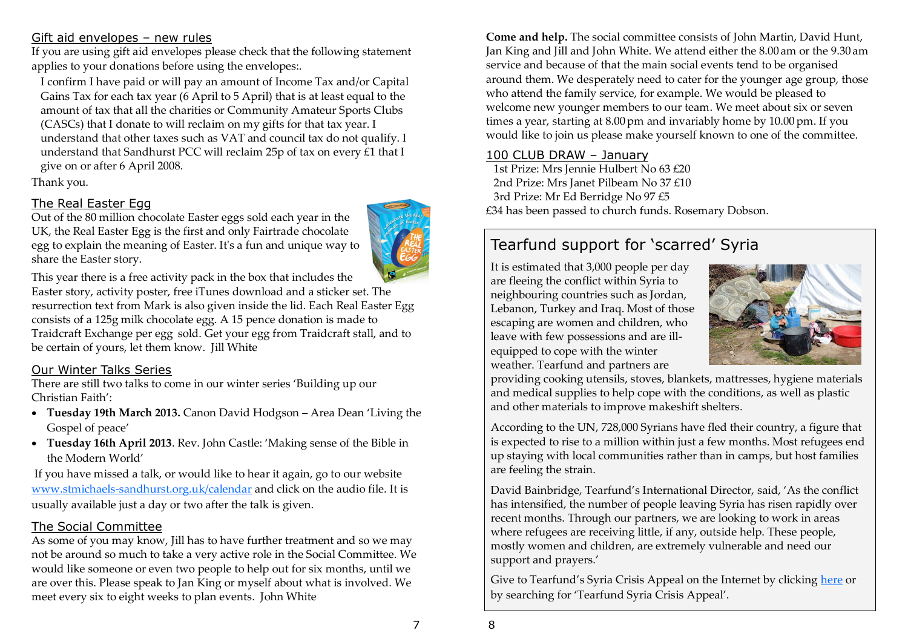## Gift aid envelopes – new rules

If you are using gift aid envelopes please check that the following statement applies to your donations before using the envelopes:.

> I confirm I have paid or will pay an amount of Income Tax and/or Capital Gains Tax for each tax year (6 April to 5 April) that is at least equal to the amount of tax that all the charities or Community Amateur Sports Clubs (CASCs) that I donate to will reclaim on my gifts for that tax year. I understand that other taxes such as VAT and council tax do not qualify. I understand that Sandhurst PCC will reclaim 25p of tax on every £1 that I give on or after 6 April 2008.

Thank you.

## The Real Easter Egg

Out of the 80 million chocolate Easter eggs sold each year in the UK, the Real Easter Egg is the first and only Fairtrade chocolate egg to explain the meaning of Easter. It's a fun and unique way to share the Easter story.

This year there is a free activity pack in the box that includes the Easter story, activity poster, free iTunes download and a sticker set. The resurrection text from Mark is also given inside the lid. Each Real Easter Egg consists of a 125g milk chocolate egg. A 15 pence donation is made to Traidcraft Exchange per egg sold. Get your egg from Traidcraft stall, and to be certain of yours, let them know. Jill White

## Our Winter Talks Series

There are still two talks to come in our winter series 'Building up our Christian Faith':

- **Tuesday 19th March 2013.** Canon David Hodgson – Area Dean 'Living the Gospel of peace'
- **Tuesday 16th April 2013**. Rev. John Castle: 'Making sense of the Bible in the Modern World'

If you have missed a talk, or would like to hear it again, go to our website www.stmichaels-sandhurst.org.uk/calendar and click on the audio file. It is usually available just a day or two after the talk is given.

## The Social Committee

As some of you may know, Jill has to have further treatment and so we may not be around so much to take a very active role in the Social Committee. We would like someone or even two people to help out for six months, until we are over this. Please speak to Jan King or myself about what is involved. We meet every six to eight weeks to plan events. John White

**Come and help.** The social committee consists of John Martin, David Hunt, Jan King and Jill and John White. We attend either the 8.00 am or the 9.30 am service and because of that the main social events tend to be organised around them. We desperately need to cater for the younger age group, those who attend the family service, for example. We would be pleased to welcome new younger members to our team. We meet about six or seven times a year, starting at 8.00 pm and invariably home by 10.00 pm. If you would like to join us please make yourself known to one of the committee.

## 100 CLUB DRAW – January

1st Prize: Mrs Jennie Hulbert No 63 £20
2nd Prize: Mrs Janet Pilbeam No 37 £10
3rd Prize: Mr Ed Berridge No 97 £5

£34 has been passed to church funds. Rosemary Dobson.

## Tearfund support for 'scarred' Syria

It is estimated that 3,000 people per day are fleeing the conflict within Syria to neighbouring countries such as Jordan, Lebanon, Turkey and Iraq. Most of those escaping are women and children, who leave with few possessions and are ill-equipped to cope with the winter weather. Tearfund and partners are providing cooking utensils, stoves, blankets, mattresses, hygiene materials and medical supplies to help cope with the conditions, as well as plastic and other materials to improve makeshift shelters.

According to the UN, 728,000 Syrians have fled their country, a figure that is expected to rise to a million within just a few months. Most refugees end up staying with local communities rather than in camps, but host families are feeling the strain.

David Bainbridge, Tearfund's International Director, said, 'As the conflict has intensified, the number of people leaving Syria has risen rapidly over recent months. Through our partners, we are looking to work in areas where refugees are receiving little, if any, outside help. These people, mostly women and children, are extremely vulnerable and need our support and prayers.'

Give to Tearfund's Syria Crisis Appeal on the Internet by clicking here or by searching for 'Tearfund Syria Crisis Appeal'.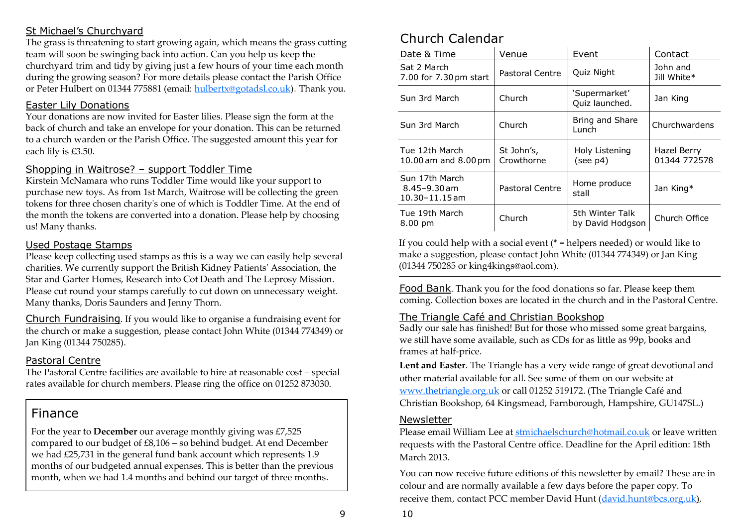## St Michael's Churchyard

The grass is threatening to start growing again, which means the grass cutting team will soon be swinging back into action. Can you help us keep the churchyard trim and tidy by giving just a few hours of your time each month during the growing season? For more details please contact the Parish Office or Peter Hulbert on 01344 775881 (email: hulbertx@gotadsl.co.uk). Thank you.

## Easter Lily Donations

Your donations are now invited for Easter lilies. Please sign the form at the back of church and take an envelope for your donation. This can be returned to a church warden or the Parish Office. The suggested amount this year for each lily is £3.50.

## Shopping in Waitrose? – support Toddler Time

Kirstein McNamara who runs Toddler Time would like your support to purchase new toys. As from 1st March, Waitrose will be collecting the green tokens for three chosen charity's one of which is Toddler Time. At the end of the month the tokens are converted into a donation. Please help by choosing us! Many thanks.

## Used Postage Stamps

Please keep collecting used stamps as this is a way we can easily help several charities. We currently support the British Kidney Patients' Association, the Star and Garter Homes, Research into Cot Death and The Leprosy Mission. Please cut round your stamps carefully to cut down on unnecessary weight. Many thanks, Doris Saunders and Jenny Thorn.

**Church Fundraising**. If you would like to organise a fundraising event for the church or make a suggestion, please contact John White (01344 774349) or Jan King (01344 750285).

## Pastoral Centre

The Pastoral Centre facilities are available to hire at reasonable cost – special rates available for church members. Please ring the office on 01252 873030.

## Finance

For the year to **December** our average monthly giving was £7,525 compared to our budget of £8,106 – so behind budget. At end December we had £25,731 in the general fund bank account which represents 1.9 months of our budgeted annual expenses. This is better than the previous month, when we had 1.4 months and behind our target of three months.

# Church Calendar

| Date & Time | Venue | Event | Contact |
|---|---|---|---|
| Sat 2 March 7.00 for 7.30 pm start | Pastoral Centre | Quiz Night | John and Jill White* |
| Sun 3rd March | Church | 'Supermarket' Quiz launched. | Jan King |
| Sun 3rd March | Church | Bring and Share Lunch | Churchwardens |
| Tue 12th March 10.00 am and 8.00 pm | St John's, Crowthorne | Holy Listening (see p4) | Hazel Berry 01344 772578 |
| Sun 17th March 8.45–9.30 am 10.30–11.15 am | Pastoral Centre | Home produce stall | Jan King* |
| Tue 19th March 8.00 pm | Church | 5th Winter Talk by David Hodgson | Church Office |

If you could help with a social event (* = helpers needed) or would like to make a suggestion, please contact John White (01344 774349) or Jan King (01344 750285 or king4kings@aol.com).

**Food Bank**. Thank you for the food donations so far. Please keep them coming. Collection boxes are located in the church and in the Pastoral Centre.

## The Triangle Café and Christian Bookshop

Sadly our sale has finished! But for those who missed some great bargains, we still have some available, such as CDs for as little as 99p, books and frames at half-price.

**Lent and Easter**. The Triangle has a very wide range of great devotional and other material available for all. See some of them on our website at www.thetriangle.org.uk or call 01252 519172. (The Triangle Café and Christian Bookshop, 64 Kingsmead, Farnborough, Hampshire, GU147SL.)

## Newsletter

Please email William Lee at stmichaelschurch@hotmail.co.uk or leave written requests with the Pastoral Centre office. Deadline for the April edition: 18th March 2013.

You can now receive future editions of this newsletter by email? These are in colour and are normally available a few days before the paper copy. To receive them, contact PCC member David Hunt (david.hunt@bcs.org.uk).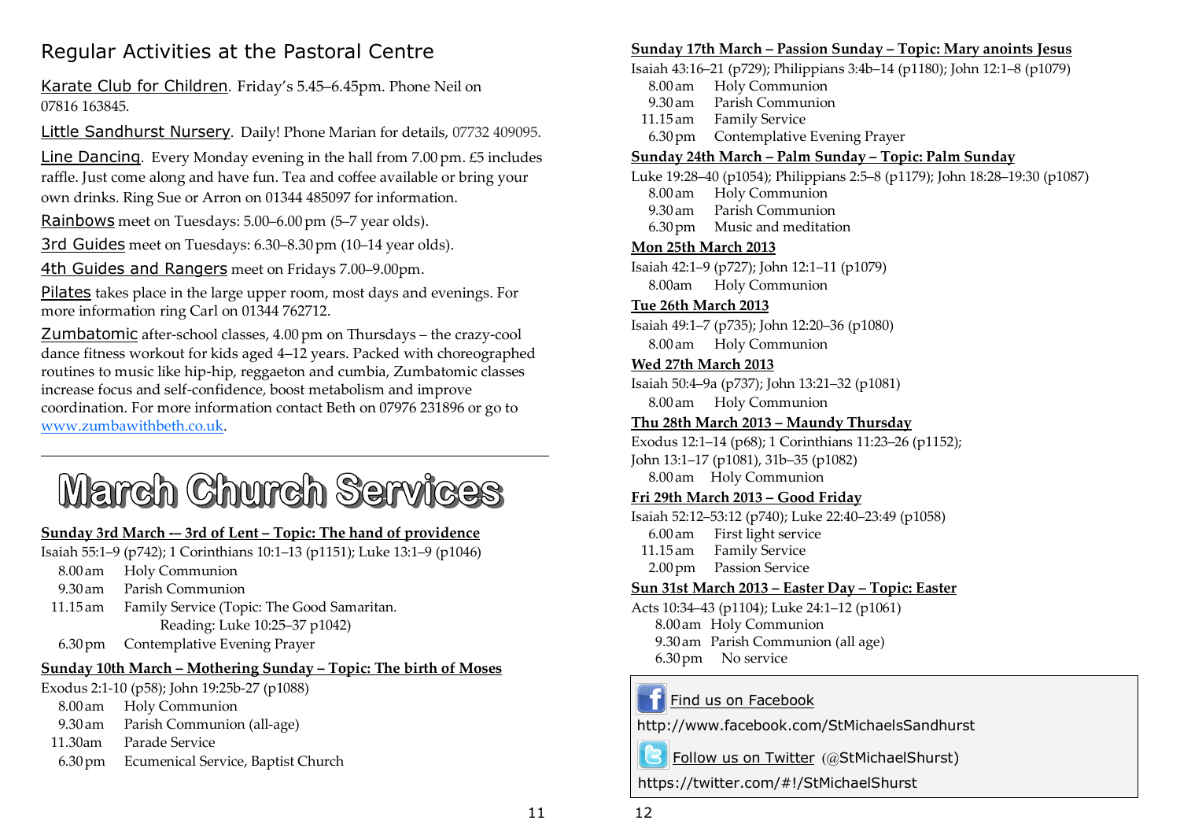## Regular Activities at the Pastoral Centre

Karate Club for Children. Friday's 5.45–6.45pm. Phone Neil on 07816 163845.

Little Sandhurst Nursery. Daily! Phone Marian for details, 07732 409095.

Line Dancing. Every Monday evening in the hall from 7.00 pm. £5 includes raffle. Just come along and have fun. Tea and coffee available or bring your own drinks. Ring Sue or Arron on 01344 485097 for information.

Rainbows meet on Tuesdays: 5.00–6.00 pm (5–7 year olds).

3rd Guides meet on Tuesdays: 6.30–8.30 pm (10–14 year olds).

4th Guides and Rangers meet on Fridays 7.00–9.00pm.

Pilates takes place in the large upper room, most days and evenings. For more information ring Carl on 01344 762712.

Zumbatomic after-school classes, 4.00 pm on Thursdays – the crazy-cool dance fitness workout for kids aged 4–12 years. Packed with choreographed routines to music like hip-hip, reggaeton and cumbia, Zumbatomic classes increase focus and self-confidence, boost metabolism and improve coordination. For more information contact Beth on 07976 231896 or go to www.zumbawithbeth.co.uk.

# March Church Services

**Sunday 3rd March -- 3rd of Lent – Topic: The hand of providence**

Isaiah 55:1–9 (p742); 1 Corinthians 10:1–13 (p1151); Luke 13:1–9 (p1046)

- 8.00 am Holy Communion
- 9.30 am Parish Communion
- 11.15 am Family Service (Topic: The Good Samaritan. Reading: Luke 10:25–37 p1042)
- 6.30 pm Contemplative Evening Prayer

**Sunday 10th March – Mothering Sunday – Topic: The birth of Moses**

Exodus 2:1-10 (p58); John 19:25b-27 (p1088)

- 8.00 am Holy Communion
- 9.30 am Parish Communion (all-age)
- 11.30am Parade Service
- 6.30 pm Ecumenical Service, Baptist Church

**Sunday 17th March – Passion Sunday – Topic: Mary anoints Jesus**

Isaiah 43:16–21 (p729); Philippians 3:4b–14 (p1180); John 12:1–8 (p1079)

- 8.00 am Holy Communion
- 9.30 am Parish Communion
- 11.15 am Family Service
- 6.30 pm Contemplative Evening Prayer

**Sunday 24th March – Palm Sunday – Topic: Palm Sunday**

Luke 19:28–40 (p1054); Philippians 2:5–8 (p1179); John 18:28–19:30 (p1087)

- 8.00 am Holy Communion
- 9.30 am Parish Communion
- 6.30 pm Music and meditation

**Mon 25th March 2013**

Isaiah 42:1–9 (p727); John 12:1–11 (p1079)

- 8.00am Holy Communion

**Tue 26th March 2013**

Isaiah 49:1–7 (p735); John 12:20–36 (p1080)

- 8.00 am Holy Communion

**Wed 27th March 2013**

Isaiah 50:4–9a (p737); John 13:21–32 (p1081)

- 8.00 am Holy Communion

**Thu 28th March 2013 – Maundy Thursday**

Exodus 12:1–14 (p68); 1 Corinthians 11:23–26 (p1152); John 13:1–17 (p1081), 31b–35 (p1082)

- 8.00 am Holy Communion

**Fri 29th March 2013 – Good Friday**

Isaiah 52:12–53:12 (p740); Luke 22:40–23:49 (p1058)

- 6.00 am First light service
- 11.15 am Family Service
- 2.00 pm Passion Service

**Sun 31st March 2013 – Easter Day – Topic: Easter**

Acts 10:34–43 (p1104); Luke 24:1–12 (p1061)

- 8.00 am Holy Communion
- 9.30 am Parish Communion (all age)
- 6.30 pm No service

Find us on Facebook
http://www.facebook.com/StMichaelsSandhurst

Follow us on Twitter (@StMichaelShurst)
https://twitter.com/#!/StMichaelShurst